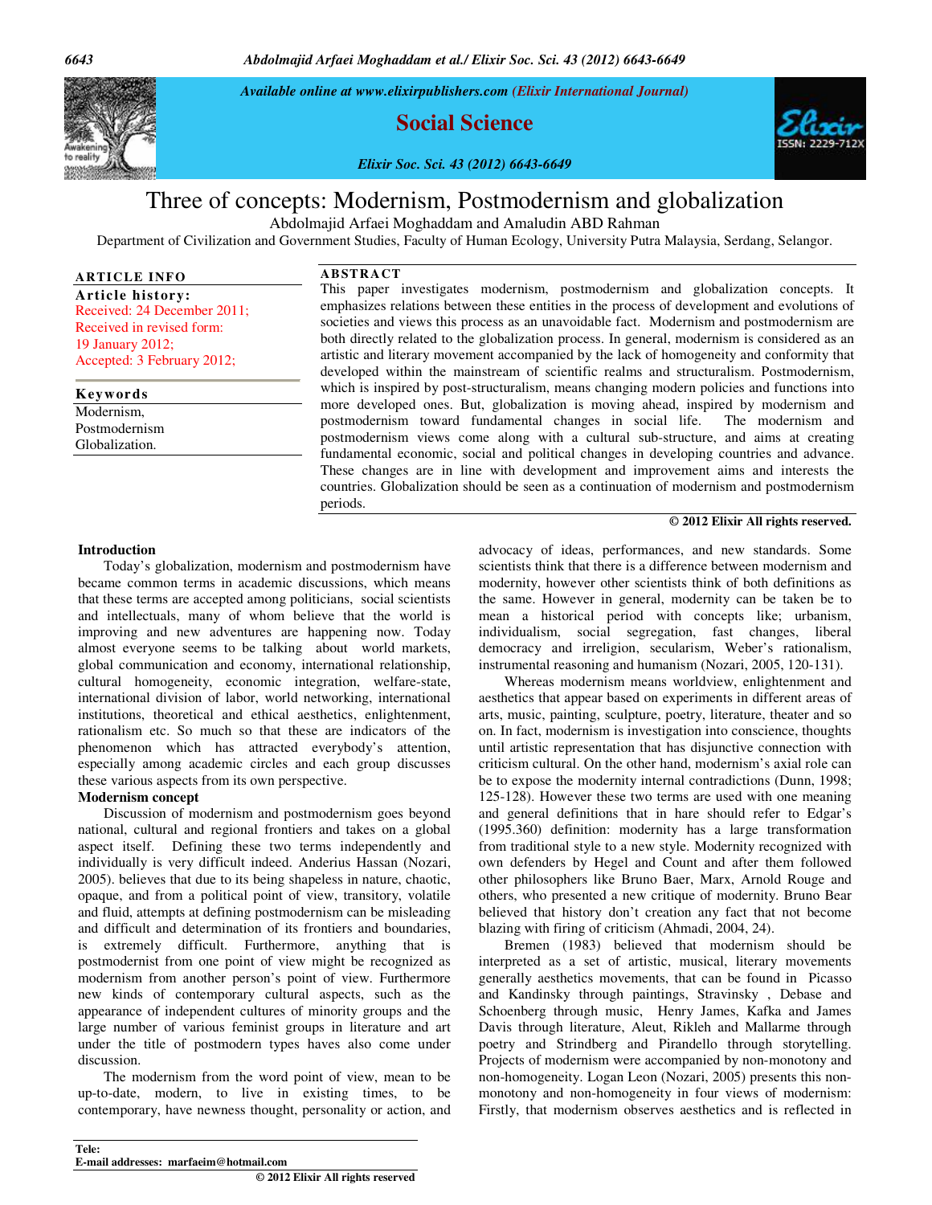# Three of concepts: Modernism, Postmodernism and globalization

Abdolmajid Arfaei Moghaddam and Amaludin ABD Rahman

Department of Civilization and Government Studies, Faculty of Human Ecology, University Putra Malaysia, Serdang, Selangor.

**ARTICLE INFO**

**Article history:**
Received: 24 December 2011;
Received in revised form: 19 January 2012;
Accepted: 3 February 2012;

**Keywords**
Modernism,
Postmodernism
Globalization.

**ABSTRACT**

This paper investigates modernism, postmodernism and globalization concepts. It emphasizes relations between these entities in the process of development and evolutions of societies and views this process as an unavoidable fact. Modernism and postmodernism are both directly related to the globalization process. In general, modernism is considered as an artistic and literary movement accompanied by the lack of homogeneity and conformity that developed within the mainstream of scientific realms and structuralism. Postmodernism, which is inspired by post-structuralism, means changing modern policies and functions into more developed ones. But, globalization is moving ahead, inspired by modernism and postmodernism toward fundamental changes in social life. The modernism and postmodernism views come along with a cultural sub-structure, and aims at creating fundamental economic, social and political changes in developing countries and advance. These changes are in line with development and improvement aims and interests the countries. Globalization should be seen as a continuation of modernism and postmodernism periods.

© 2012 Elixir All rights reserved.

## Introduction

Today's globalization, modernism and postmodernism have became common terms in academic discussions, which means that these terms are accepted among politicians, social scientists and intellectuals, many of whom believe that the world is improving and new adventures are happening now. Today almost everyone seems to be talking about world markets, global communication and economy, international relationship, cultural homogeneity, economic integration, welfare-state, international division of labor, world networking, international institutions, theoretical and ethical aesthetics, enlightenment, rationalism etc. So much so that these are indicators of the phenomenon which has attracted everybody's attention, especially among academic circles and each group discusses these various aspects from its own perspective.

## Modernism concept

Discussion of modernism and postmodernism goes beyond national, cultural and regional frontiers and takes on a global aspect itself. Defining these two terms independently and individually is very difficult indeed. Anderius Hassan (Nozari, 2005). believes that due to its being shapeless in nature, chaotic, opaque, and from a political point of view, transitory, volatile and fluid, attempts at defining postmodernism can be misleading and difficult and determination of its frontiers and boundaries, is extremely difficult. Furthermore, anything that is postmodernist from one point of view might be recognized as modernism from another person's point of view. Furthermore new kinds of contemporary cultural aspects, such as the appearance of independent cultures of minority groups and the large number of various feminist groups in literature and art under the title of postmodern types haves also come under discussion.

The modernism from the word point of view, mean to be up-to-date, modern, to live in existing times, to be contemporary, have newness thought, personality or action, and advocacy of ideas, performances, and new standards. Some scientists think that there is a difference between modernism and modernity, however other scientists think of both definitions as the same. However in general, modernity can be taken be to mean a historical period with concepts like; urbanism, individualism, social segregation, fast changes, liberal democracy and irreligion, secularism, Weber's rationalism, instrumental reasoning and humanism (Nozari, 2005, 120-131).

Whereas modernism means worldview, enlightenment and aesthetics that appear based on experiments in different areas of arts, music, painting, sculpture, poetry, literature, theater and so on. In fact, modernism is investigation into conscience, thoughts until artistic representation that has disjunctive connection with criticism cultural. On the other hand, modernism's axial role can be to expose the modernity internal contradictions (Dunn, 1998; 125-128). However these two terms are used with one meaning and general definitions that in hare should refer to Edgar's (1995.360) definition: modernity has a large transformation from traditional style to a new style. Modernity recognized with own defenders by Hegel and Count and after them followed other philosophers like Bruno Baer, Marx, Arnold Rouge and others, who presented a new critique of modernity. Bruno Bear believed that history don't creation any fact that not become blazing with firing of criticism (Ahmadi, 2004, 24).

Bremen (1983) believed that modernism should be interpreted as a set of artistic, musical, literary movements generally aesthetics movements, that can be found in Picasso and Kandinsky through paintings, Stravinsky , Debase and Schoenberg through music, Henry James, Kafka and James Davis through literature, Aleut, Rikleh and Mallarme through poetry and Strindberg and Pirandello through storytelling. Projects of modernism were accompanied by non-monotony and non-homogeneity. Logan Leon (Nozari, 2005) presents this non-monotony and non-homogeneity in four views of modernism: Firstly, that modernism observes aesthetics and is reflected in

Tele:
E-mail addresses: marfaeim@hotmail.com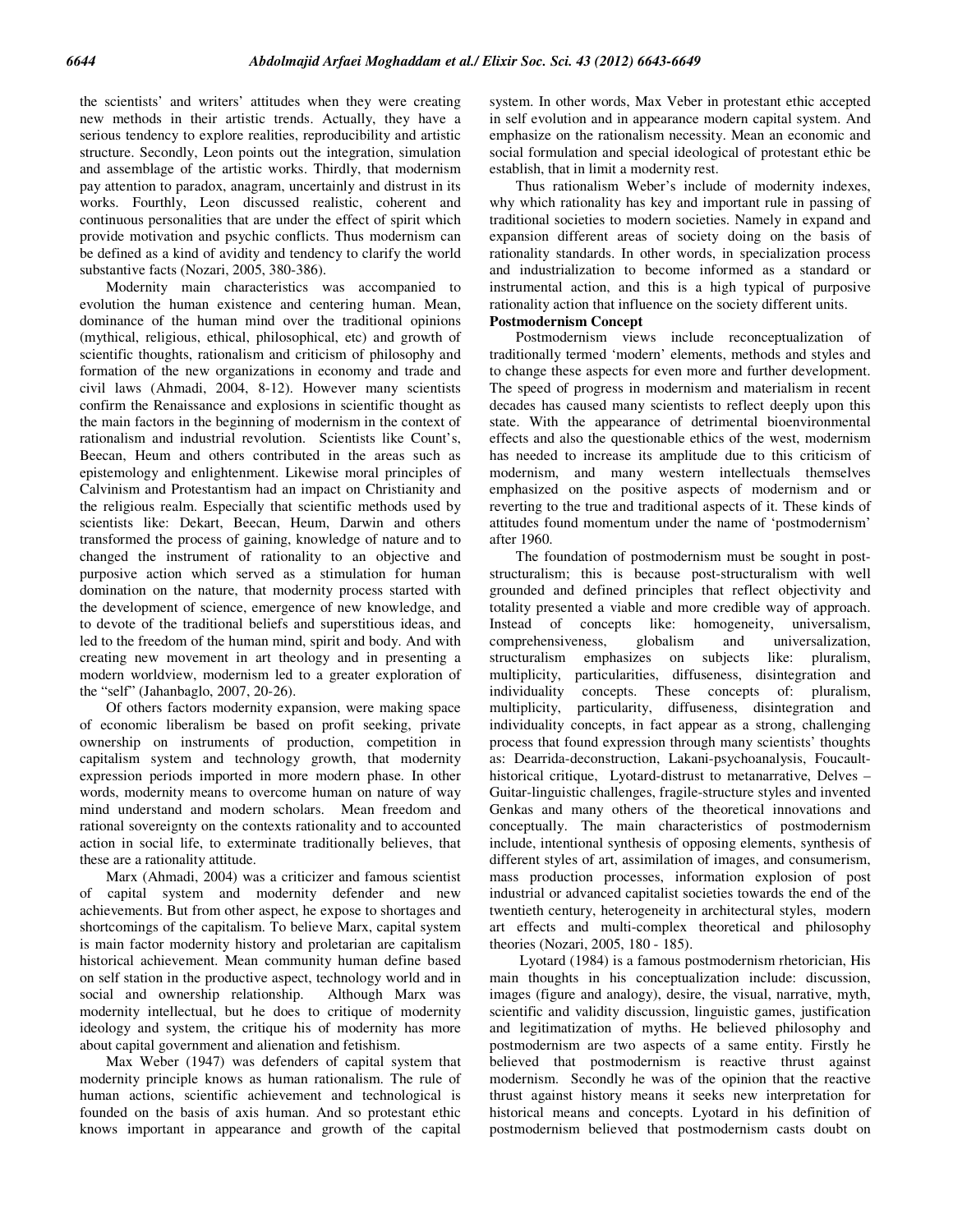the scientists' and writers' attitudes when they were creating new methods in their artistic trends. Actually, they have a serious tendency to explore realities, reproducibility and artistic structure. Secondly, Leon points out the integration, simulation and assemblage of the artistic works. Thirdly, that modernism pay attention to paradox, anagram, uncertainly and distrust in its works. Fourthly, Leon discussed realistic, coherent and continuous personalities that are under the effect of spirit which provide motivation and psychic conflicts. Thus modernism can be defined as a kind of avidity and tendency to clarify the world substantive facts (Nozari, 2005, 380-386).

Modernity main characteristics was accompanied to evolution the human existence and centering human. Mean, dominance of the human mind over the traditional opinions (mythical, religious, ethical, philosophical, etc) and growth of scientific thoughts, rationalism and criticism of philosophy and formation of the new organizations in economy and trade and civil laws (Ahmadi, 2004, 8-12). However many scientists confirm the Renaissance and explosions in scientific thought as the main factors in the beginning of modernism in the context of rationalism and industrial revolution. Scientists like Count's, Beecan, Heum and others contributed in the areas such as epistemology and enlightenment. Likewise moral principles of Calvinism and Protestantism had an impact on Christianity and the religious realm. Especially that scientific methods used by scientists like: Dekart, Beecan, Heum, Darwin and others transformed the process of gaining, knowledge of nature and to changed the instrument of rationality to an objective and purposive action which served as a stimulation for human domination on the nature, that modernity process started with the development of science, emergence of new knowledge, and to devote of the traditional beliefs and superstitious ideas, and led to the freedom of the human mind, spirit and body. And with creating new movement in art theology and in presenting a modern worldview, modernism led to a greater exploration of the "self" (Jahanbaglo, 2007, 20-26).

Of others factors modernity expansion, were making space of economic liberalism be based on profit seeking, private ownership on instruments of production, competition in capitalism system and technology growth, that modernity expression periods imported in more modern phase. In other words, modernity means to overcome human on nature of way mind understand and modern scholars. Mean freedom and rational sovereignty on the contexts rationality and to accounted action in social life, to exterminate traditionally believes, that these are a rationality attitude.

Marx (Ahmadi, 2004) was a criticizer and famous scientist of capital system and modernity defender and new achievements. But from other aspect, he expose to shortages and shortcomings of the capitalism. To believe Marx, capital system is main factor modernity history and proletarian are capitalism historical achievement. Mean community human define based on self station in the productive aspect, technology world and in social and ownership relationship. Although Marx was modernity intellectual, but he does to critique of modernity ideology and system, the critique his of modernity has more about capital government and alienation and fetishism.

Max Weber (1947) was defenders of capital system that modernity principle knows as human rationalism. The rule of human actions, scientific achievement and technological is founded on the basis of axis human. And so protestant ethic knows important in appearance and growth of the capital system. In other words, Max Veber in protestant ethic accepted in self evolution and in appearance modern capital system. And emphasize on the rationalism necessity. Mean an economic and social formulation and special ideological of protestant ethic be establish, that in limit a modernity rest.

Thus rationalism Weber's include of modernity indexes, why which rationality has key and important rule in passing of traditional societies to modern societies. Namely in expand and expansion different areas of society doing on the basis of rationality standards. In other words, in specialization process and industrialization to become informed as a standard or instrumental action, and this is a high typical of purposive rationality action that influence on the society different units.

**Postmodernism Concept**

Postmodernism views include reconceptualization of traditionally termed 'modern' elements, methods and styles and to change these aspects for even more and further development. The speed of progress in modernism and materialism in recent decades has caused many scientists to reflect deeply upon this state. With the appearance of detrimental bioenvironmental effects and also the questionable ethics of the west, modernism has needed to increase its amplitude due to this criticism of modernism, and many western intellectuals themselves emphasized on the positive aspects of modernism and or reverting to the true and traditional aspects of it. These kinds of attitudes found momentum under the name of 'postmodernism' after 1960.

The foundation of postmodernism must be sought in post-structuralism; this is because post-structuralism with well grounded and defined principles that reflect objectivity and totality presented a viable and more credible way of approach. Instead of concepts like: homogeneity, universalism, comprehensiveness, globalism and universalization, structuralism emphasizes on subjects like: pluralism, multiplicity, particularities, diffuseness, disintegration and individuality concepts. These concepts of: pluralism, multiplicity, particularity, diffuseness, disintegration and individuality process that found expression through many scientists' thoughts as: Dearrida-deconstruction, Lakani-psychoanalysis, Foucault-historical critique, Lyotard-distrust to metanarrative, Delves – Guitar-linguistic challenges, fragile-structure styles and invented Genkas and many others of the theoretical innovations and conceptually. The main characteristics of postmodernism include, intentional synthesis of opposing elements, synthesis of different styles of art, assimilation of images, and consumerism, mass production processes, information explosion of post industrial or advanced capitalist societies towards the end of the twentieth century, heterogeneity in architectural styles, modern art effects and multi-complex theoretical and philosophy theories (Nozari, 2005, 180 - 185).

Lyotard (1984) is a famous postmodernism rhetorician, His main thoughts in his conceptualization include: discussion, images (figure and analogy), desire, the visual, narrative, myth, scientific and validity discussion, linguistic games, justification and legitimatization of myths. He believed philosophy and postmodernism are two aspects of a same entity. Firstly he believed that postmodernism is reactive thrust against modernism. Secondly he was of the opinion that the reactive thrust against history means it seeks new interpretation for historical means and concepts. Lyotard in his definition of postmodernism believed that postmodernism casts doubt on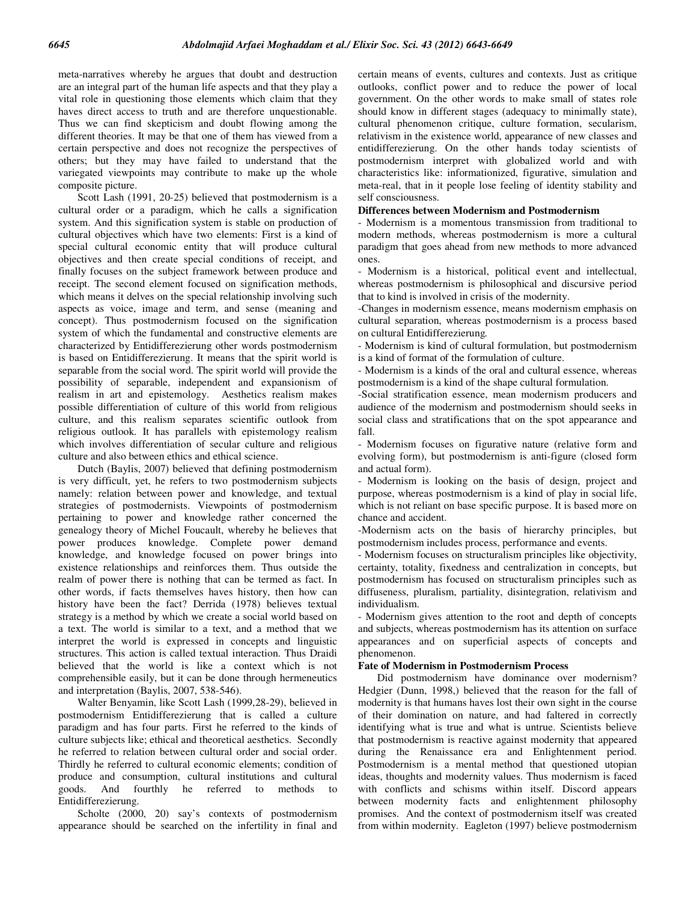meta-narratives whereby he argues that doubt and destruction are an integral part of the human life aspects and that they play a vital role in questioning those elements which claim that they haves direct access to truth and are therefore unquestionable. Thus we can find skepticism and doubt flowing among the different theories. It may be that one of them has viewed from a certain perspective and does not recognize the perspectives of others; but they may have failed to understand that the variegated viewpoints may contribute to make up the whole composite picture.

Scott Lash (1991, 20-25) believed that postmodernism is a cultural order or a paradigm, which he calls a signification system. And this signification system is stable on production of cultural objectives which have two elements: First is a kind of special cultural economic entity that will produce cultural objectives and then create special conditions of receipt, and finally focuses on the subject framework between produce and receipt. The second element focused on signification methods, which means it delves on the special relationship involving such aspects as voice, image and term, and sense (meaning and concept). Thus postmodernism focused on the signification system of which the fundamental and constructive elements are characterized by Entidifferezierung other words postmodernism is based on Entidifferezierung. It means that the spirit world is separable from the social word. The spirit world will provide the possibility of separable, independent and expansionism of realism in art and epistemology. Aesthetics realism makes possible differentiation of culture of this world from religious culture, and this realism separates scientific outlook from religious outlook. It has parallels with epistemology realism which involves differentiation of secular culture and religious culture and also between ethics and ethical science.

Dutch (Baylis, 2007) believed that defining postmodernism is very difficult, yet, he refers to two postmodernism subjects namely: relation between power and knowledge, and textual strategies of postmodernists. Viewpoints of postmodernism pertaining to power and knowledge rather concerned the genealogy theory of Michel Foucault, whereby he believes that power produces knowledge. Complete power demand knowledge, and knowledge focused on power brings into existence relationships and reinforces them. Thus outside the realm of power there is nothing that can be termed as fact. In other words, if facts themselves haves history, then how can history have been the fact? Derrida (1978) believes textual strategy is a method by which we create a social world based on a text. The world is similar to a text, and a method that we interpret the world is expressed in concepts and linguistic structures. This action is called textual interaction. Thus Draidi believed that the world is like a context which is not comprehensible easily, but it can be done through hermeneutics and interpretation (Baylis, 2007, 538-546).

Walter Benyamin, like Scott Lash (1999,28-29), believed in postmodernism Entidifferezierung that is called a culture paradigm and has four parts. First he referred to the kinds of culture subjects like; ethical and theoretical aesthetics. Secondly he referred to relation between cultural order and social order. Thirdly he referred to cultural economic elements; condition of produce and consumption, cultural institutions and cultural goods. And fourthly he referred to methods to Entidifferezierung.

Scholte (2000, 20) say's contexts of postmodernism appearance should be searched on the infertility in final and certain means of events, cultures and contexts. Just as critique outlooks, conflict power and to reduce the power of local government. On the other words to make small of states role should know in different stages (adequacy to minimally state), cultural phenomenon critique, culture formation, secularism, relativism in the existence world, appearance of new classes and entidifferezierung. On the other hands today scientists of postmodernism interpret with globalized world and with characteristics like: informationized, figurative, simulation and meta-real, that in it people lose feeling of identity stability and self consciousness.

**Differences between Modernism and Postmodernism**

- Modernism is a momentous transmission from traditional to modern methods, whereas postmodernism is more a cultural paradigm that goes ahead from new methods to more advanced ones.
- Modernism is a historical, political event and intellectual, whereas postmodernism is philosophical and discursive period that to kind is involved in crisis of the modernity.
- Changes in modernism essence, means modernism emphasis on cultural separation, whereas postmodernism is a process based on cultural Entidifferezierung.
- Modernism is kind of cultural formulation, but postmodernism is a kind of format of the formulation of culture.
- Modernism is a kinds of the oral and cultural essence, whereas postmodernism is a kind of the shape cultural formulation.
- Social stratification essence, mean modernism producers and audience of the modernism and postmodernism should seeks in social class and stratifications that on the spot appearance and fall.
- Modernism focuses on figurative nature (relative form and evolving form), but postmodernism is anti-figure (closed form and actual form).
- Modernism is looking on the basis of design, project and purpose, whereas postmodernism is a kind of play in social life, which is not reliant on base specific purpose. It is based more on chance and accident.
- Modernism acts on the basis of hierarchy principles, but postmodernism includes process, performance and events.
- Modernism focuses on structuralism principles like objectivity, certainty, totality, fixedness and centralization in concepts, but postmodernism has focused on structuralism principles such as diffuseness, pluralism, partiality, disintegration, relativism and individualism.
- Modernism gives attention to the root and depth of concepts and subjects, whereas postmodernism has its attention on surface appearances and on superficial aspects of concepts and phenomenon.

**Fate of Modernism in Postmodernism Process**

Did postmodernism have dominance over modernism? Hedgier (Dunn, 1998,) believed that the reason for the fall of modernity is that humans haves lost their own sight in the course of their domination on nature, and had faltered in correctly identifying what is true and what is untrue. Scientists believe that postmodernism is reactive against modernity that appeared during the Renaissance era and Enlightenment period. Postmodernism is a mental method that questioned utopian ideas, thoughts and modernity values. Thus modernism is faced with conflicts and schisms within itself. Discord appears between modernity facts and enlightenment philosophy promises. And the context of postmodernism itself was created from within modernity. Eagleton (1997) believe postmodernism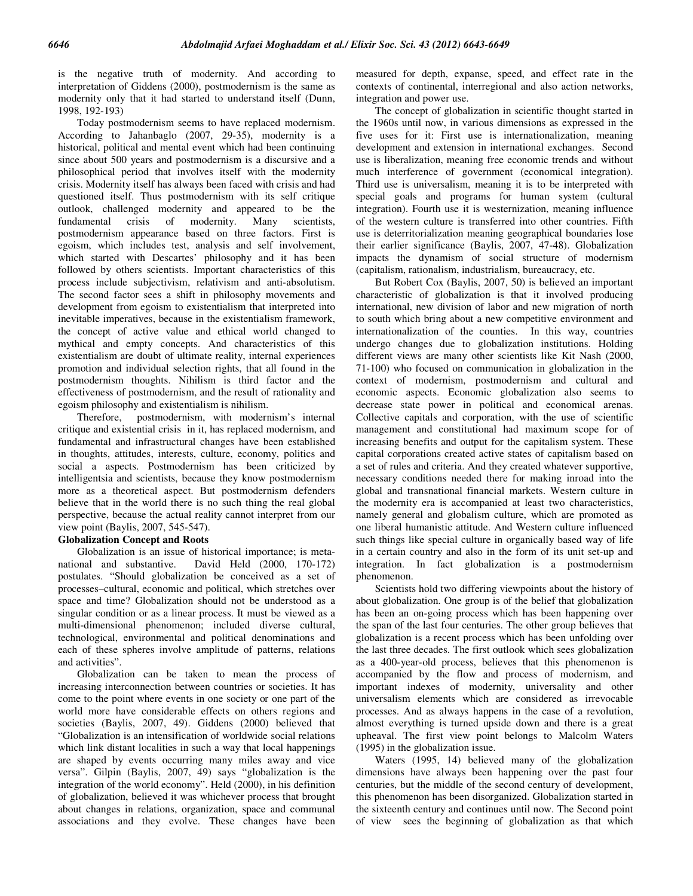is the negative truth of modernity. And according to interpretation of Giddens (2000), postmodernism is the same as modernity only that it had started to understand itself (Dunn, 1998, 192-193)

Today postmodernism seems to have replaced modernism. According to Jahanbaglo (2007, 29-35), modernity is a historical, political and mental event which had been continuing since about 500 years and postmodernism is a discursive and a philosophical period that involves itself with the modernity crisis. Modernity itself has always been faced with crisis and had questioned itself. Thus postmodernism with its self critique outlook, challenged modernity and appeared to be the fundamental crisis of modernity. Many scientists, postmodernism appearance based on three factors. First is egoism, which includes test, analysis and self involvement, which started with Descartes' philosophy and it has been followed by others scientists. Important characteristics of this process include subjectivism, relativism and anti-absolutism. The second factor sees a shift in philosophy movements and development from egoism to existentialism that interpreted into inevitable imperatives, because in the existentialism framework, the concept of active value and ethical world changed to mythical and empty concepts. And characteristics of this existentialism are doubt of ultimate reality, internal experiences promotion and individual selection rights, that all found in the postmodernism thoughts. Nihilism is third factor and the effectiveness of postmodernism, and the result of rationality and egoism philosophy and existentialism is nihilism.

Therefore, postmodernism, with modernism's internal critique and existential crisis in it, has replaced modernism, and fundamental and infrastructural changes have been established in thoughts, attitudes, interests, culture, economy, politics and social a aspects. Postmodernism has been criticized by intelligentsia and scientists, because they know postmodernism more as a theoretical aspect. But postmodernism defenders believe that in the world there is no such thing the real global perspective, because the actual reality cannot interpret from our view point (Baylis, 2007, 545-547).

**Globalization Concept and Roots**

Globalization is an issue of historical importance; is meta-national and substantive. David Held (2000, 170-172) postulates. "Should globalization be conceived as a set of processes–cultural, economic and political, which stretches over space and time? Globalization should not be understood as a singular condition or as a linear process. It must be viewed as a multi-dimensional phenomenon; included diverse cultural, technological, environmental and political denominations and each of these spheres involve amplitude of patterns, relations and activities".

Globalization can be taken to mean the process of increasing interconnection between countries or societies. It has come to the point where events in one society or one part of the world more have considerable effects on others regions and societies (Baylis, 2007, 49). Giddens (2000) believed that "Globalization is an intensification of worldwide social relations which link distant localities in such a way that local happenings are shaped by events occurring many miles away and vice versa". Gilpin (Baylis, 2007, 49) says "globalization is the integration of the world economy". Held (2000), in his definition of globalization, believed it was whichever process that brought about changes in relations, organization, space and communal associations and they evolve. These changes have been measured for depth, expanse, speed, and effect rate in the contexts of continental, interregional and also action networks, integration and power use.

The concept of globalization in scientific thought started in the 1960s until now, in various dimensions as expressed in the five uses for it: First use is internationalization, meaning development and extension in international exchanges. Second use is liberalization, meaning free economic trends and without much interference of government (economical integration). Third use is universalism, meaning it is to be interpreted with special goals and programs for human system (cultural integration). Fourth use it is westernization, meaning influence of the western culture is transferred into other countries. Fifth use is deterritorialization meaning geographical boundaries lose their earlier significance (Baylis, 2007, 47-48). Globalization impacts the dynamism of social structure of modernism (capitalism, rationalism, industrialism, bureaucracy, etc.

But Robert Cox (Baylis, 2007, 50) is believed an important characteristic of globalization is that it involved producing international, new division of labor and new migration of north to south which bring about a new competitive environment and internationalization of the counties. In this way, countries undergo changes due to globalization institutions. Holding different views are many other scientists like Kit Nash (2000, 71-100) who focused on communication in globalization in the context of modernism, postmodernism and cultural and economic aspects. Economic globalization also seems to decrease state power in political and economical arenas. Collective capitals and corporation, with the use of scientific management and constitutional had maximum scope for of increasing benefits and output for the capitalism system. These capital corporations created active states of capitalism based on a set of rules and criteria. And they created whatever supportive, necessary conditions needed there for making inroad into the global and transnational financial markets. Western culture in the modernity era is accompanied at least two characteristics, namely general and globalism culture, which are promoted as one liberal humanistic attitude. And Western culture influenced such things like special culture in organically based way of life in a certain country and also in the form of its unit set-up and integration. In fact globalization is a postmodernism phenomenon.

Scientists hold two differing viewpoints about the history of about globalization. One group is of the belief that globalization has been an on-going process which has been happening over the span of the last four centuries. The other group believes that globalization is a recent process which has been unfolding over the last three decades. The first outlook which sees globalization as a 400-year-old process, believes that this phenomenon is accompanied by the flow and process of modernism, and important indexes of modernity, universality and other universalism elements which are considered as irrevocable processes. And as always happens in the case of a revolution, almost everything is turned upside down and there is a great upheaval. The first view point belongs to Malcolm Waters (1995) in the globalization issue.

Waters (1995, 14) believed many of the globalization dimensions have always been happening over the past four centuries, but the middle of the second century of development, this phenomenon has been disorganized. Globalization started in the sixteenth century and continues until now. The Second point of view sees the beginning of globalization as that which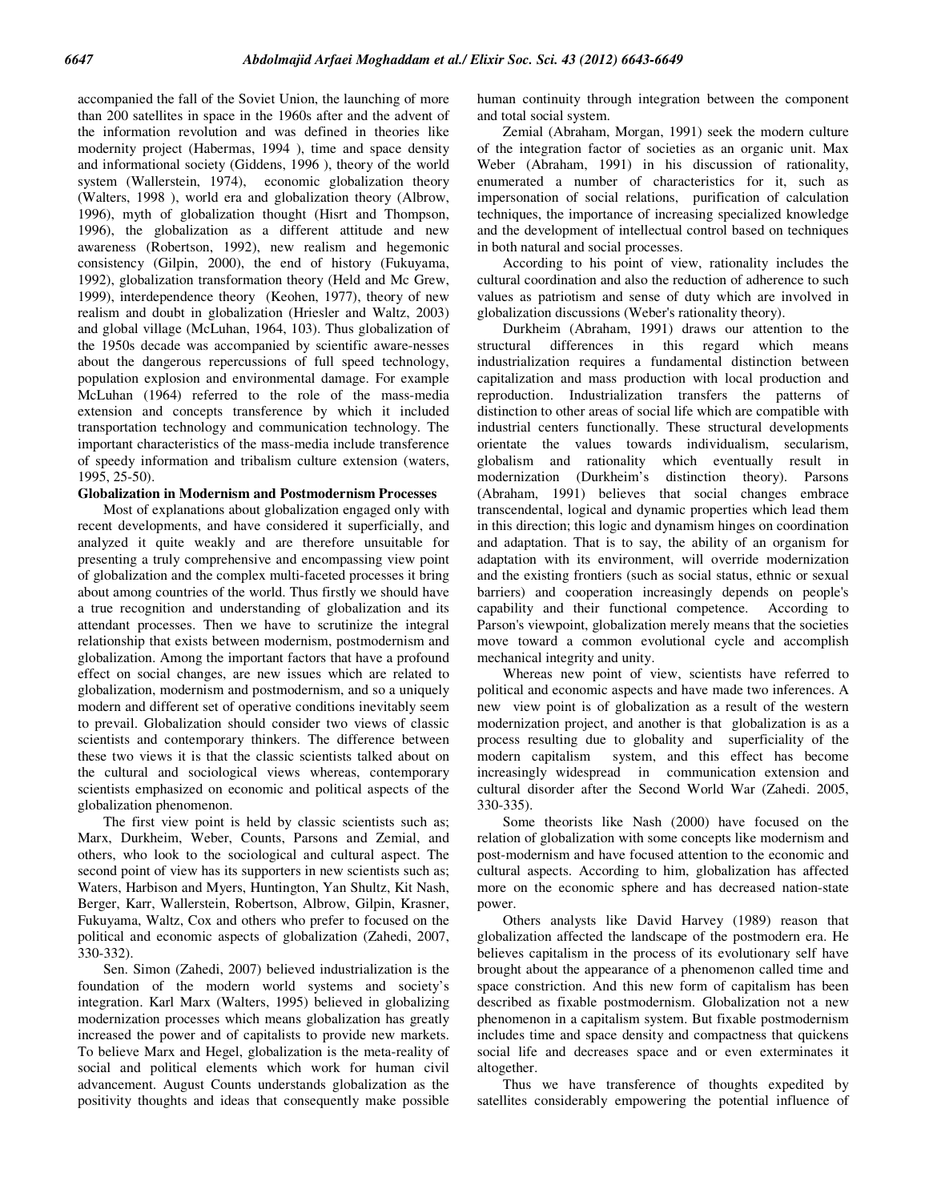accompanied the fall of the Soviet Union, the launching of more than 200 satellites in space in the 1960s after and the advent of the information revolution and was defined in theories like modernity project (Habermas, 1994 ), time and space density and informational society (Giddens, 1996 ), theory of the world system (Wallerstein, 1974), economic globalization theory (Walters, 1998 ), world era and globalization theory (Albrow, 1996), myth of globalization thought (Hisrt and Thompson, 1996), the globalization as a different attitude and new awareness (Robertson, 1992), new realism and hegemonic consistency (Gilpin, 2000), the end of history (Fukuyama, 1992), globalization transformation theory (Held and Mc Grew, 1999), interdependence theory (Keohen, 1977), theory of new realism and doubt in globalization (Hriesler and Waltz, 2003) and global village (McLuhan, 1964, 103). Thus globalization of the 1950s decade was accompanied by scientific aware-nesses about the dangerous repercussions of full speed technology, population explosion and environmental damage. For example McLuhan (1964) referred to the role of the mass-media extension and concepts transference by which it included transportation technology and communication technology. The important characteristics of the mass-media include transference of speedy information and tribalism culture extension (waters, 1995, 25-50).

**Globalization in Modernism and Postmodernism Processes**

Most of explanations about globalization engaged only with recent developments, and have considered it superficially, and analyzed it quite weakly and are therefore unsuitable for presenting a truly comprehensive and encompassing view point of globalization and the complex multi-faceted processes it bring about among countries of the world. Thus firstly we should have a true recognition and understanding of globalization and its attendant processes. Then we have to scrutinize the integral relationship that exists between modernism, postmodernism and globalization. Among the important factors that have a profound effect on social changes, are new issues which are related to globalization, modernism and postmodernism, and so a uniquely modern and different set of operative conditions inevitably seem to prevail. Globalization should consider two views of classic scientists and contemporary thinkers. The difference between these two views it is that the classic scientists talked about on the cultural and sociological views whereas, contemporary scientists emphasized on economic and political aspects of the globalization phenomenon.

The first view point is held by classic scientists such as; Marx, Durkheim, Weber, Counts, Parsons and Zemial, and others, who look to the sociological and cultural aspect. The second point of view has its supporters in new scientists such as; Waters, Harbison and Myers, Huntington, Yan Shultz, Kit Nash, Berger, Karr, Wallerstein, Robertson, Albrow, Gilpin, Krasner, Fukuyama, Waltz, Cox and others who prefer to focused on the political and economic aspects of globalization (Zahedi, 2007, 330-332).

Sen. Simon (Zahedi, 2007) believed industrialization is the foundation of the modern world systems and society's integration. Karl Marx (Walters, 1995) believed in globalizing modernization processes which means globalization has greatly increased the power and of capitalists to provide new markets. To believe Marx and Hegel, globalization is the meta-reality of social and political elements which work for human civil advancement. August Counts understands globalization as the positivity thoughts and ideas that consequently make possible human continuity through integration between the component and total social system.

Zemial (Abraham, Morgan, 1991) seek the modern culture of the integration factor of societies as an organic unit. Max Weber (Abraham, 1991) in his discussion of rationality, enumerated a number of characteristics for it, such as impersonation of social relations, purification of calculation techniques, the importance of increasing specialized knowledge and the development of intellectual control based on techniques in both natural and social processes.

According to his point of view, rationality includes the cultural coordination and also the reduction of adherence to such values as patriotism and sense of duty which are involved in globalization discussions (Weber's rationality theory).

Durkheim (Abraham, 1991) draws our attention to the structural differences in this regard which means industrialization requires a fundamental distinction between capitalization and mass production with local production and reproduction. Industrialization transfers the patterns of distinction to other areas of social life which are compatible with industrial centers functionally. These structural developments orientate the values towards individualism, secularism, globalism and rationality which eventually result in modernization (Durkheim's distinction theory). Parsons (Abraham, 1991) believes that social changes embrace transcendental, logical and dynamic properties which lead them in this direction; this logic and dynamism hinges on coordination and adaptation. That is to say, the ability of an organism for adaptation with its environment, will override modernization and the existing frontiers (such as social status, ethnic or sexual barriers) and cooperation increasingly depends on people's capability and their functional competence. According to Parson's viewpoint, globalization merely means that the societies move toward a common evolutional cycle and accomplish mechanical integrity and unity.

Whereas new point of view, scientists have referred to political and economic aspects and have made two inferences. A new view point is of globalization as a result of the western modernization project, and another is that globalization is as a process resulting due to globality and superficiality of the modern capitalism system, and this effect has become increasingly widespread in communication extension and cultural disorder after the Second World War (Zahedi. 2005, 330-335).

Some theorists like Nash (2000) have focused on the relation of globalization with some concepts like modernism and post-modernism and have focused attention to the economic and cultural aspects. According to him, globalization has affected more on the economic sphere and has decreased nation-state power.

Others analysts like David Harvey (1989) reason that globalization affected the landscape of the postmodern era. He believes capitalism in the process of its evolutionary self have brought about the appearance of a phenomenon called time and space constriction. And this new form of capitalism has been described as fixable postmodernism. Globalization not a new phenomenon in a capitalism system. But fixable postmodernism includes time and space density and compactness that quickens social life and decreases space and or even exterminates it altogether.

Thus we have transference of thoughts expedited by satellites considerably empowering the potential influence of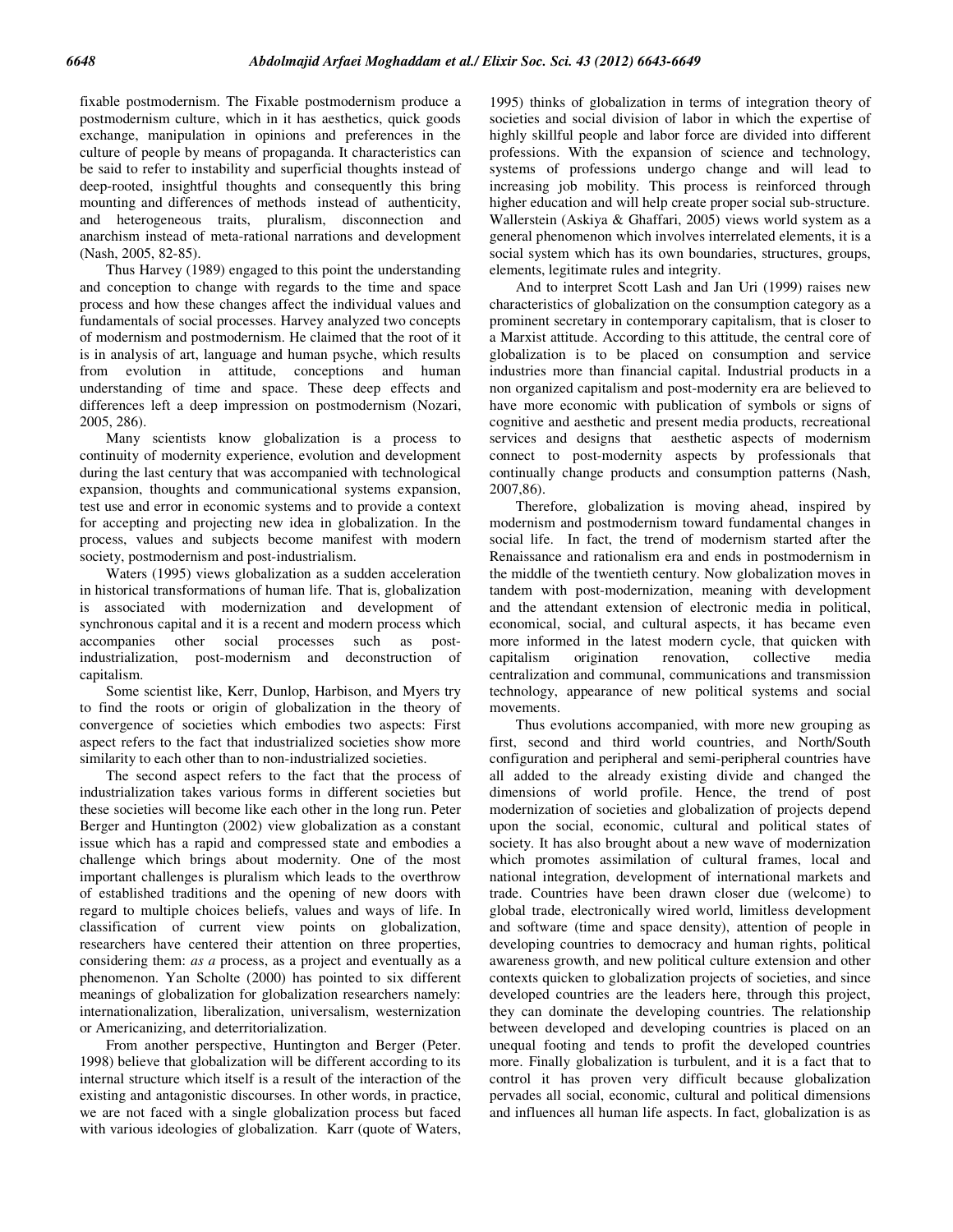fixable postmodernism. The Fixable postmodernism produce a postmodernism culture, which in it has aesthetics, quick goods exchange, manipulation in opinions and preferences in the culture of people by means of propaganda. It characteristics can be said to refer to instability and superficial thoughts instead of deep-rooted, insightful thoughts and consequently this bring mounting and differences of methods instead of authenticity, and heterogeneous traits, pluralism, disconnection and anarchism instead of meta-rational narrations and development (Nash, 2005, 82-85).

Thus Harvey (1989) engaged to this point the understanding and conception to change with regards to the time and space process and how these changes affect the individual values and fundamentals of social processes. Harvey analyzed two concepts of modernism and postmodernism. He claimed that the root of it is in analysis of art, language and human psyche, which results from evolution in attitude, conceptions and human understanding of time and space. These deep effects and differences left a deep impression on postmodernism (Nozari, 2005, 286).

Many scientists know globalization is a process to continuity of modernity experience, evolution and development during the last century that was accompanied with technological expansion, thoughts and communicational systems expansion, test use and error in economic systems and to provide a context for accepting and projecting new idea in globalization. In the process, values and subjects become manifest with modern society, postmodernism and post-industrialism.

Waters (1995) views globalization as a sudden acceleration in historical transformations of human life. That is, globalization is associated with modernization and development of synchronous capital and it is a recent and modern process which accompanies other social processes such as post-industrialization, post-modernism and deconstruction of capitalism.

Some scientist like, Kerr, Dunlop, Harbison, and Myers try to find the roots or origin of globalization in the theory of convergence of societies which embodies two aspects: First aspect refers to the fact that industrialized societies show more similarity to each other than to non-industrialized societies.

The second aspect refers to the fact that the process of industrialization takes various forms in different societies but these societies will become like each other in the long run. Peter Berger and Huntington (2002) view globalization as a constant issue which has a rapid and compressed state and embodies a challenge which brings about modernity. One of the most important challenges is pluralism which leads to the overthrow of established traditions and the opening of new doors with regard to multiple choices beliefs, values and ways of life. In classification of current view points on globalization, researchers have centered their attention on three properties, considering them: *as a* process, as a project and eventually as a phenomenon. Yan Scholte (2000) has pointed to six different meanings of globalization for globalization researchers namely: internationalization, liberalization, universalism, westernization or Americanizing, and deterritorialization.

From another perspective, Huntington and Berger (Peter. 1998) believe that globalization will be different according to its internal structure which itself is a result of the interaction of the existing and antagonistic discourses. In other words, in practice, we are not faced with a single globalization process but faced with various ideologies of globalization. Karr (quote of Waters, 1995) thinks of globalization in terms of integration theory of societies and social division of labor in which the expertise of highly skillful people and labor force are divided into different professions. With the expansion of science and technology, systems of professions undergo change and will lead to increasing job mobility. This process is reinforced through higher education and will help create proper social sub-structure. Wallerstein (Askiya & Ghaffari, 2005) views world system as a general phenomenon which involves interrelated elements, it is a social system which has its own boundaries, structures, groups, elements, legitimate rules and integrity.

And to interpret Scott Lash and Jan Uri (1999) raises new characteristics of globalization on the consumption category as a prominent secretary in contemporary capitalism, that is closer to a Marxist attitude. According to this attitude, the central core of globalization is to be placed on consumption and service industries more than financial capital. Industrial products in a non organized capitalism and post-modernity era are believed to have more economic with publication of symbols or signs of cognitive and aesthetic and present media products, recreational services and designs that aesthetic aspects of modernism connect to post-modernity aspects by professionals that continually change products and consumption patterns (Nash, 2007,86).

Therefore, globalization is moving ahead, inspired by modernism and postmodernism toward fundamental changes in social life. In fact, the trend of modernism started after the Renaissance and rationalism era and ends in postmodernism in the middle of the twentieth century. Now globalization moves in tandem with post-modernization, meaning with development and the attendant extension of electronic media in political, economical, social, and cultural aspects, it has became even more informed in the latest modern cycle, that quicken with capitalism origination renovation, collective media centralization and communal, communications and transmission technology, appearance of new political systems and social movements.

Thus evolutions accompanied, with more new grouping as first, second and third world countries, and North/South configuration and peripheral and semi-peripheral countries have all added to the already existing divide and changed the dimensions of world profile. Hence, the trend of post modernization of societies and globalization of projects depend upon the social, economic, cultural and political states of society. It has also brought about a new wave of modernization which promotes assimilation of cultural frames, local and national integration, development of international markets and trade. Countries have been drawn closer due (welcome) to global trade, electronically wired world, limitless development and software (time and space density), attention of people in developing countries to democracy and human rights, political awareness growth, and new political culture extension and other contexts quicken to globalization projects of societies, and since developed countries are the leaders here, through this project, they can dominate the developing countries. The relationship between developed and developing countries is placed on an unequal footing and tends to profit the developed countries more. Finally globalization is turbulent, and it is a fact that to control it has proven very difficult because globalization pervades all social, economic, cultural and political dimensions and influences all human life aspects. In fact, globalization is as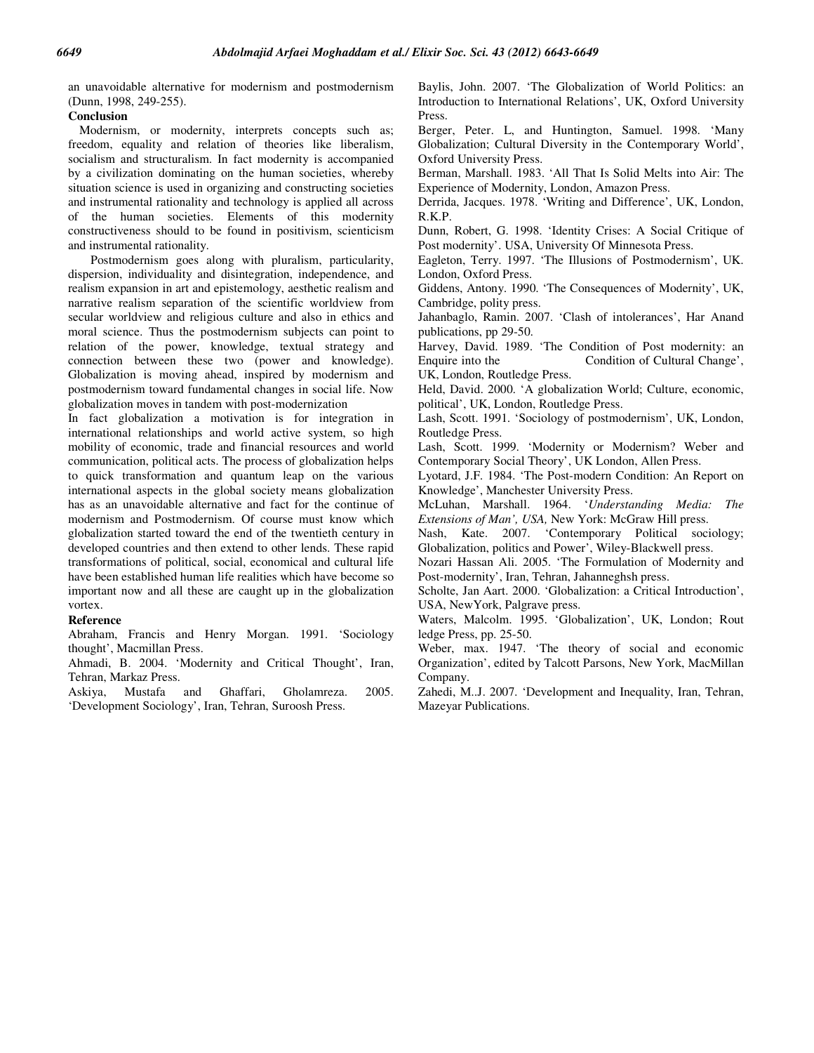an unavoidable alternative for modernism and postmodernism (Dunn, 1998, 249-255).

**Conclusion**

Modernism, or modernity, interprets concepts such as; freedom, equality and relation of theories like liberalism, socialism and structuralism. In fact modernity is accompanied by a civilization dominating on the human societies, whereby situation science is used in organizing and constructing societies and instrumental rationality and technology is applied all across of the human societies. Elements of this modernity constructiveness should to be found in positivism, scienticism and instrumental rationality.

Postmodernism goes along with pluralism, particularity, dispersion, individuality and disintegration, independence, and realism expansion in art and epistemology, aesthetic realism and narrative realism separation of the scientific worldview from secular worldview and religious culture and also in ethics and moral science. Thus the postmodernism subjects can point to relation of the power, knowledge, textual strategy and connection between these two (power and knowledge). Globalization is moving ahead, inspired by modernism and postmodernism toward fundamental changes in social life. Now globalization moves in tandem with post-modernization

In fact globalization a motivation is for integration in international relationships and world active system, so high mobility of economic, trade and financial resources and world communication, political acts. The process of globalization helps to quick transformation and quantum leap on the various international aspects in the global society means globalization has as an unavoidable alternative and fact for the continue of modernism and Postmodernism. Of course must know which globalization started toward the end of the twentieth century in developed countries and then extend to other lends. These rapid transformations of political, social, economical and cultural life have been established human life realities which have become so important now and all these are caught up in the globalization vortex.

**Reference**

Abraham, Francis and Henry Morgan. 1991. 'Sociology thought', Macmillan Press.

Ahmadi, B. 2004. 'Modernity and Critical Thought', Iran, Tehran, Markaz Press.

Askiya, Mustafa and Ghaffari, Gholamreza. 2005. 'Development Sociology', Iran, Tehran, Suroosh Press.

Baylis, John. 2007. 'The Globalization of World Politics: an Introduction to International Relations', UK, Oxford University Press.

Berger, Peter. L, and Huntington, Samuel. 1998. 'Many Globalization; Cultural Diversity in the Contemporary World', Oxford University Press.

Berman, Marshall. 1983. 'All That Is Solid Melts into Air: The Experience of Modernity, London, Amazon Press.

Derrida, Jacques. 1978. 'Writing and Difference', UK, London, R.K.P.

Dunn, Robert, G. 1998. 'Identity Crises: A Social Critique of Post modernity'. USA, University Of Minnesota Press.

Eagleton, Terry. 1997. 'The Illusions of Postmodernism', UK. London, Oxford Press.

Giddens, Antony. 1990. 'The Consequences of Modernity', UK, Cambridge, polity press.

Jahanbaglo, Ramin. 2007. 'Clash of intolerances', Har Anand publications, pp 29-50.

Harvey, David. 1989. 'The Condition of Post modernity: an Enquire into the Condition of Cultural Change', UK, London, Routledge Press.

Held, David. 2000. 'A globalization World; Culture, economic, political', UK, London, Routledge Press.

Lash, Scott. 1991. 'Sociology of postmodernism', UK, London, Routledge Press.

Lash, Scott. 1999. 'Modernity or Modernism? Weber and Contemporary Social Theory', UK London, Allen Press.

Lyotard, J.F. 1984. 'The Post-modern Condition: An Report on Knowledge', Manchester University Press.

McLuhan, Marshall. 1964. '*Understanding Media: The Extensions of Man', USA,* New York: McGraw Hill press.

Nash, Kate. 2007. 'Contemporary Political sociology; Globalization, politics and Power', Wiley-Blackwell press.

Nozari Hassan Ali. 2005. 'The Formulation of Modernity and Post-modernity', Iran, Tehran, Jahanneghsh press.

Scholte, Jan Aart. 2000. 'Globalization: a Critical Introduction', USA, NewYork, Palgrave press.

Waters, Malcolm. 1995. 'Globalization', UK, London; Rout ledge Press, pp. 25-50.

Weber, max. 1947. 'The theory of social and economic Organization', edited by Talcott Parsons, New York, MacMillan Company.

Zahedi, M..J. 2007. 'Development and Inequality, Iran, Tehran, Mazeyar Publications.